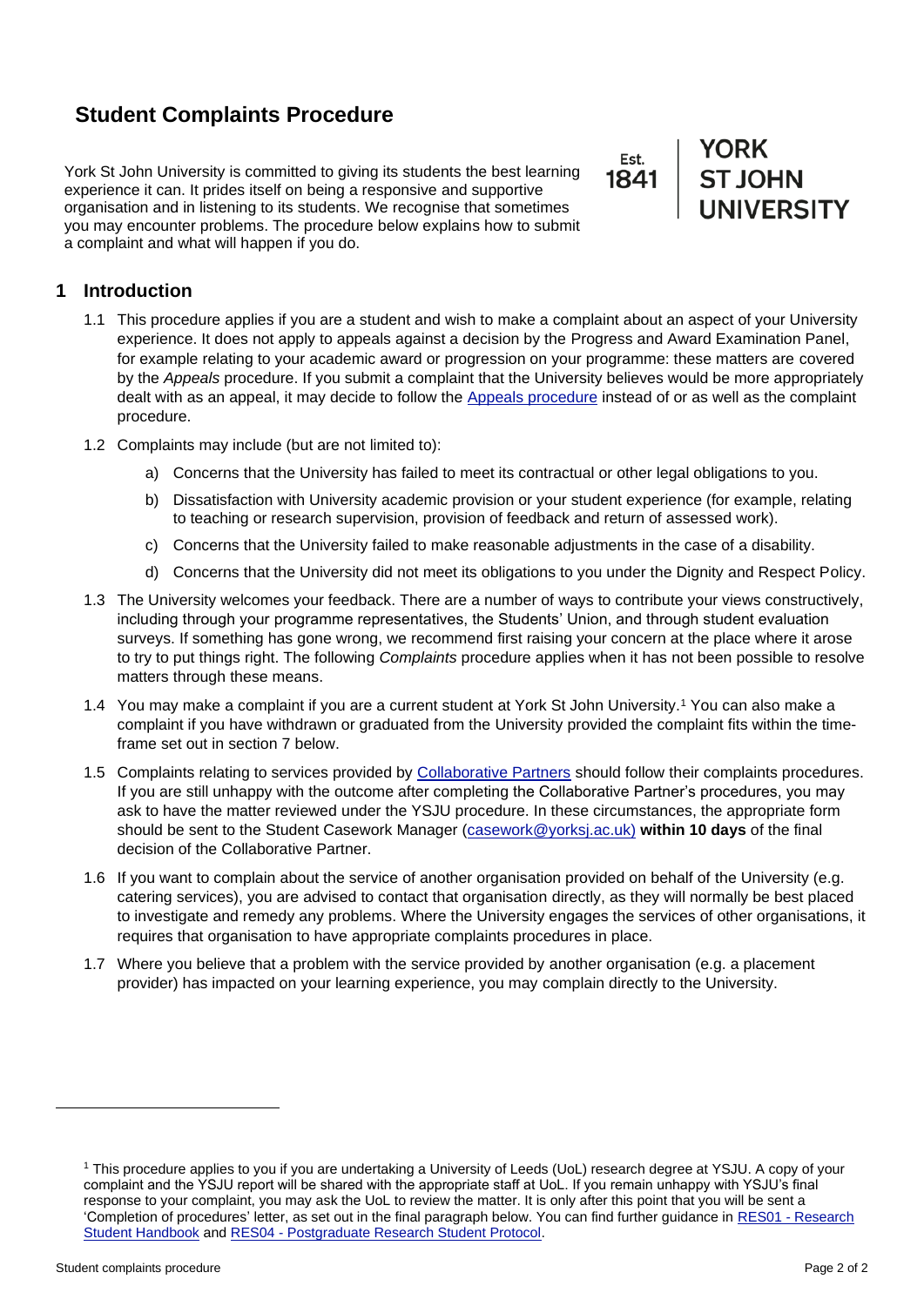# Student Complaints Procedure

York St John University is committed to giving its students the best learning experience it can. It prides itself on being a responsive and supportive organisation and in listening to its students. We recognise that sometimes you may encounter problems. The procedure below explains how to submit a complaint and what will happen if you do.

Est. 1841 | YORK ST JOHN UNIVERSITY

## 1 Introduction

1.1 This procedure applies if you are a student and wish to make a complaint about an aspect of your University experience. It does not apply to appeals against a decision by the Progress and Award Examination Panel, for example relating to your academic award or progression on your programme: these matters are covered by the *Appeals* procedure. If you submit a complaint that the University believes would be more appropriately dealt with as an appeal, it may decide to follow the Appeals procedure instead of or as well as the complaint procedure.

1.2 Complaints may include (but are not limited to):

a) Concerns that the University has failed to meet its contractual or other legal obligations to you.

b) Dissatisfaction with University academic provision or your student experience (for example, relating to teaching or research supervision, provision of feedback and return of assessed work).

c) Concerns that the University failed to make reasonable adjustments in the case of a disability.

d) Concerns that the University did not meet its obligations to you under the Dignity and Respect Policy.

1.3 The University welcomes your feedback. There are a number of ways to contribute your views constructively, including through your programme representatives, the Students' Union, and through student evaluation surveys. If something has gone wrong, we recommend first raising your concern at the place where it arose to try to put things right. The following *Complaints* procedure applies when it has not been possible to resolve matters through these means.

1.4 You may make a complaint if you are a current student at York St John University.[1] You can also make a complaint if you have withdrawn or graduated from the University provided the complaint fits within the time-frame set out in section 7 below.

1.5 Complaints relating to services provided by Collaborative Partners should follow their complaints procedures. If you are still unhappy with the outcome after completing the Collaborative Partner's procedures, you may ask to have the matter reviewed under the YSJU procedure. In these circumstances, the appropriate form should be sent to the Student Casework Manager (casework@yorksj.ac.uk) **within 10 days** of the final decision of the Collaborative Partner.

1.6 If you want to complain about the service of another organisation provided on behalf of the University (e.g. catering services), you are advised to contact that organisation directly, as they will normally be best placed to investigate and remedy any problems. Where the University engages the services of other organisations, it requires that organisation to have appropriate complaints procedures in place.

1.7 Where you believe that a problem with the service provided by another organisation (e.g. a placement provider) has impacted on your learning experience, you may complain directly to the University.

---

[1] This procedure applies to you if you are undertaking a University of Leeds (UoL) research degree at YSJU. A copy of your complaint and the YSJU report will be shared with the appropriate staff at UoL. If you remain unhappy with YSJU's final response to your complaint, you may ask the UoL to review the matter. It is only after this point that you will be sent a 'Completion of procedures' letter, as set out in the final paragraph below. You can find further guidance in RES01 - Research Student Handbook and RES04 - Postgraduate Research Student Protocol.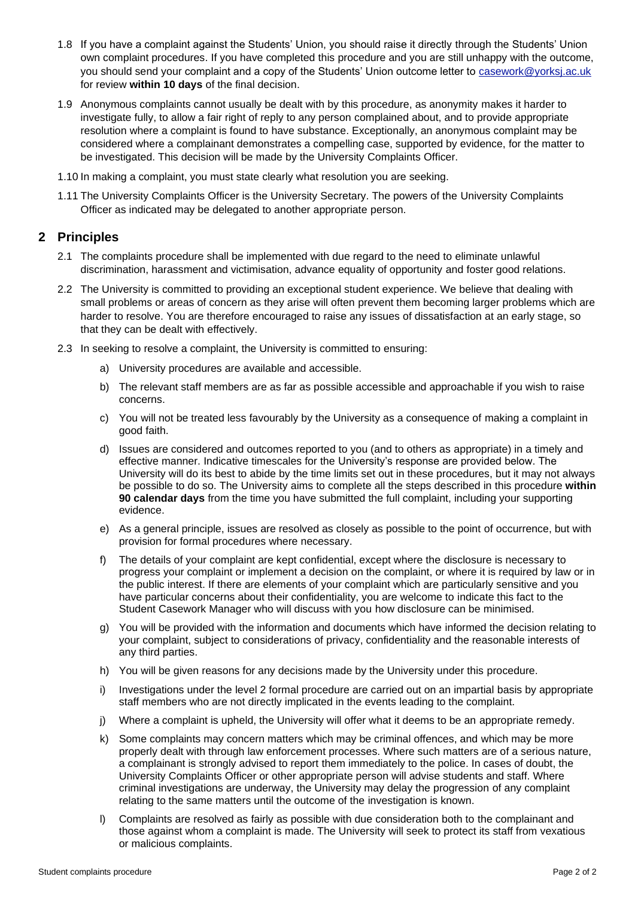1.8 If you have a complaint against the Students' Union, you should raise it directly through the Students' Union own complaint procedures. If you have completed this procedure and you are still unhappy with the outcome, you should send your complaint and a copy of the Students' Union outcome letter to casework@yorksj.ac.uk for review **within 10 days** of the final decision.

1.9 Anonymous complaints cannot usually be dealt with by this procedure, as anonymity makes it harder to investigate fully, to allow a fair right of reply to any person complained about, and to provide appropriate resolution where a complaint is found to have substance. Exceptionally, an anonymous complaint may be considered where a complainant demonstrates a compelling case, supported by evidence, for the matter to be investigated. This decision will be made by the University Complaints Officer.

1.10 In making a complaint, you must state clearly what resolution you are seeking.

1.11 The University Complaints Officer is the University Secretary. The powers of the University Complaints Officer as indicated may be delegated to another appropriate person.

## 2 Principles

2.1 The complaints procedure shall be implemented with due regard to the need to eliminate unlawful discrimination, harassment and victimisation, advance equality of opportunity and foster good relations.

2.2 The University is committed to providing an exceptional student experience. We believe that dealing with small problems or areas of concern as they arise will often prevent them becoming larger problems which are harder to resolve. You are therefore encouraged to raise any issues of dissatisfaction at an early stage, so that they can be dealt with effectively.

2.3 In seeking to resolve a complaint, the University is committed to ensuring:

a) University procedures are available and accessible.

b) The relevant staff members are as far as possible accessible and approachable if you wish to raise concerns.

c) You will not be treated less favourably by the University as a consequence of making a complaint in good faith.

d) Issues are considered and outcomes reported to you (and to others as appropriate) in a timely and effective manner. Indicative timescales for the University's response are provided below. The University will do its best to abide by the time limits set out in these procedures, but it may not always be possible to do so. The University aims to complete all the steps described in this procedure **within 90 calendar days** from the time you have submitted the full complaint, including your supporting evidence.

e) As a general principle, issues are resolved as closely as possible to the point of occurrence, but with provision for formal procedures where necessary.

f) The details of your complaint are kept confidential, except where the disclosure is necessary to progress your complaint or implement a decision on the complaint, or where it is required by law or in the public interest. If there are elements of your complaint which are particularly sensitive and you have particular concerns about their confidentiality, you are welcome to indicate this fact to the Student Casework Manager who will discuss with you how disclosure can be minimised.

g) You will be provided with the information and documents which have informed the decision relating to your complaint, subject to considerations of privacy, confidentiality and the reasonable interests of any third parties.

h) You will be given reasons for any decisions made by the University under this procedure.

i) Investigations under the level 2 formal procedure are carried out on an impartial basis by appropriate staff members who are not directly implicated in the events leading to the complaint.

j) Where a complaint is upheld, the University will offer what it deems to be an appropriate remedy.

k) Some complaints may concern matters which may be criminal offences, and which may be more properly dealt with through law enforcement processes. Where such matters are of a serious nature, a complainant is strongly advised to report them immediately to the police. In cases of doubt, the University Complaints Officer or other appropriate person will advise students and staff. Where criminal investigations are underway, the University may delay the progression of any complaint relating to the same matters until the outcome of the investigation is known.

l) Complaints are resolved as fairly as possible with due consideration both to the complainant and those against whom a complaint is made. The University will seek to protect its staff from vexatious or malicious complaints.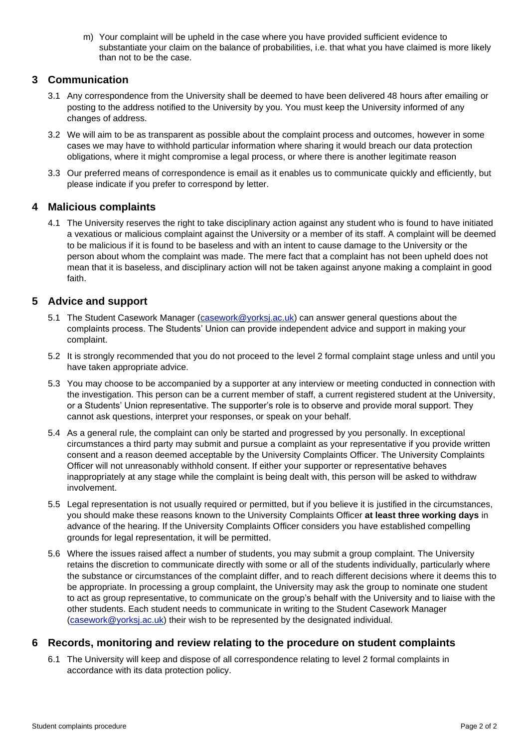m) Your complaint will be upheld in the case where you have provided sufficient evidence to substantiate your claim on the balance of probabilities, i.e. that what you have claimed is more likely than not to be the case.

## 3 Communication

3.1 Any correspondence from the University shall be deemed to have been delivered 48 hours after emailing or posting to the address notified to the University by you. You must keep the University informed of any changes of address.

3.2 We will aim to be as transparent as possible about the complaint process and outcomes, however in some cases we may have to withhold particular information where sharing it would breach our data protection obligations, where it might compromise a legal process, or where there is another legitimate reason

3.3 Our preferred means of correspondence is email as it enables us to communicate quickly and efficiently, but please indicate if you prefer to correspond by letter.

## 4 Malicious complaints

4.1 The University reserves the right to take disciplinary action against any student who is found to have initiated a vexatious or malicious complaint against the University or a member of its staff. A complaint will be deemed to be malicious if it is found to be baseless and with an intent to cause damage to the University or the person about whom the complaint was made. The mere fact that a complaint has not been upheld does not mean that it is baseless, and disciplinary action will not be taken against anyone making a complaint in good faith.

## 5 Advice and support

5.1 The Student Casework Manager (casework@yorksj.ac.uk) can answer general questions about the complaints process. The Students' Union can provide independent advice and support in making your complaint.

5.2 It is strongly recommended that you do not proceed to the level 2 formal complaint stage unless and until you have taken appropriate advice.

5.3 You may choose to be accompanied by a supporter at any interview or meeting conducted in connection with the investigation. This person can be a current member of staff, a current registered student at the University, or a Students' Union representative. The supporter's role is to observe and provide moral support. They cannot ask questions, interpret your responses, or speak on your behalf.

5.4 As a general rule, the complaint can only be started and progressed by you personally. In exceptional circumstances a third party may submit and pursue a complaint as your representative if you provide written consent and a reason deemed acceptable by the University Complaints Officer. The University Complaints Officer will not unreasonably withhold consent. If either your supporter or representative behaves inappropriately at any stage while the complaint is being dealt with, this person will be asked to withdraw involvement.

5.5 Legal representation is not usually required or permitted, but if you believe it is justified in the circumstances, you should make these reasons known to the University Complaints Officer **at least three working days** in advance of the hearing. If the University Complaints Officer considers you have established compelling grounds for legal representation, it will be permitted.

5.6 Where the issues raised affect a number of students, you may submit a group complaint. The University retains the discretion to communicate directly with some or all of the students individually, particularly where the substance or circumstances of the complaint differ, and to reach different decisions where it deems this to be appropriate. In processing a group complaint, the University may ask the group to nominate one student to act as group representative, to communicate on the group's behalf with the University and to liaise with the other students. Each student needs to communicate in writing to the Student Casework Manager (casework@yorksj.ac.uk) their wish to be represented by the designated individual.

## 6 Records, monitoring and review relating to the procedure on student complaints

6.1 The University will keep and dispose of all correspondence relating to level 2 formal complaints in accordance with its data protection policy.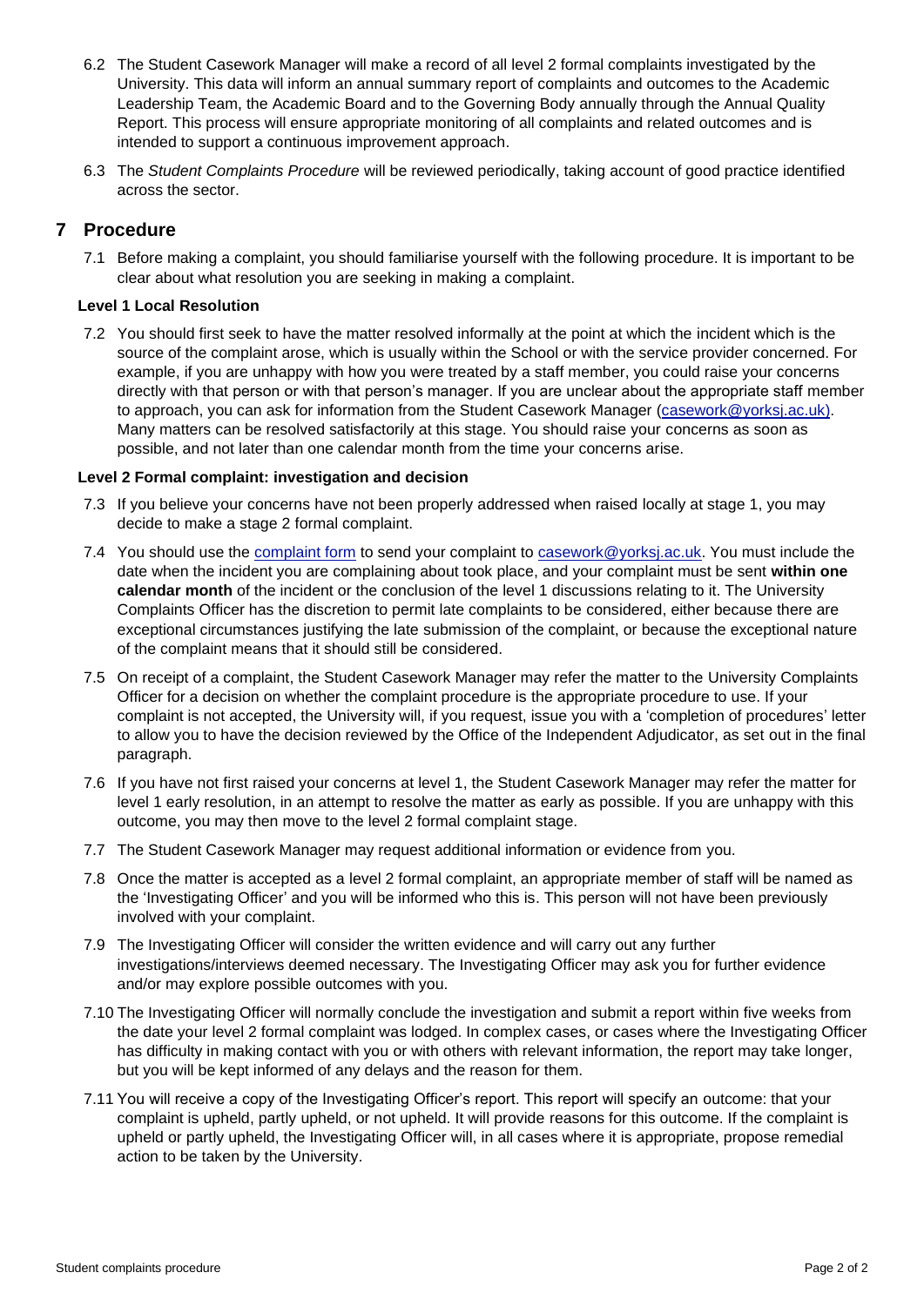6.2 The Student Casework Manager will make a record of all level 2 formal complaints investigated by the University. This data will inform an annual summary report of complaints and outcomes to the Academic Leadership Team, the Academic Board and to the Governing Body annually through the Annual Quality Report. This process will ensure appropriate monitoring of all complaints and related outcomes and is intended to support a continuous improvement approach.

6.3 The *Student Complaints Procedure* will be reviewed periodically, taking account of good practice identified across the sector.

## 7 Procedure

7.1 Before making a complaint, you should familiarise yourself with the following procedure. It is important to be clear about what resolution you are seeking in making a complaint.

### Level 1 Local Resolution

7.2 You should first seek to have the matter resolved informally at the point at which the incident which is the source of the complaint arose, which is usually within the School or with the service provider concerned. For example, if you are unhappy with how you were treated by a staff member, you could raise your concerns directly with that person or with that person's manager. If you are unclear about the appropriate staff member to approach, you can ask for information from the Student Casework Manager (casework@yorksj.ac.uk). Many matters can be resolved satisfactorily at this stage. You should raise your concerns as soon as possible, and not later than one calendar month from the time your concerns arise.

### Level 2 Formal complaint: investigation and decision

7.3 If you believe your concerns have not been properly addressed when raised locally at stage 1, you may decide to make a stage 2 formal complaint.

7.4 You should use the complaint form to send your complaint to casework@yorksj.ac.uk. You must include the date when the incident you are complaining about took place, and your complaint must be sent **within one calendar month** of the incident or the conclusion of the level 1 discussions relating to it. The University Complaints Officer has the discretion to permit late complaints to be considered, either because there are exceptional circumstances justifying the late submission of the complaint, or because the exceptional nature of the complaint means that it should still be considered.

7.5 On receipt of a complaint, the Student Casework Manager may refer the matter to the University Complaints Officer for a decision on whether the complaint procedure is the appropriate procedure to use. If your complaint is not accepted, the University will, if you request, issue you with a 'completion of procedures' letter to allow you to have the decision reviewed by the Office of the Independent Adjudicator, as set out in the final paragraph.

7.6 If you have not first raised your concerns at level 1, the Student Casework Manager may refer the matter for level 1 early resolution, in an attempt to resolve the matter as early as possible. If you are unhappy with this outcome, you may then move to the level 2 formal complaint stage.

7.7 The Student Casework Manager may request additional information or evidence from you.

7.8 Once the matter is accepted as a level 2 formal complaint, an appropriate member of staff will be named as the 'Investigating Officer' and you will be informed who this is. This person will not have been previously involved with your complaint.

7.9 The Investigating Officer will consider the written evidence and will carry out any further investigations/interviews deemed necessary. The Investigating Officer may ask you for further evidence and/or may explore possible outcomes with you.

7.10 The Investigating Officer will normally conclude the investigation and submit a report within five weeks from the date your level 2 formal complaint was lodged. In complex cases, or cases where the Investigating Officer has difficulty in making contact with you or with others with relevant information, the report may take longer, but you will be kept informed of any delays and the reason for them.

7.11 You will receive a copy of the Investigating Officer's report. This report will specify an outcome: that your complaint is upheld, partly upheld, or not upheld. It will provide reasons for this outcome. If the complaint is upheld or partly upheld, the Investigating Officer will, in all cases where it is appropriate, propose remedial action to be taken by the University.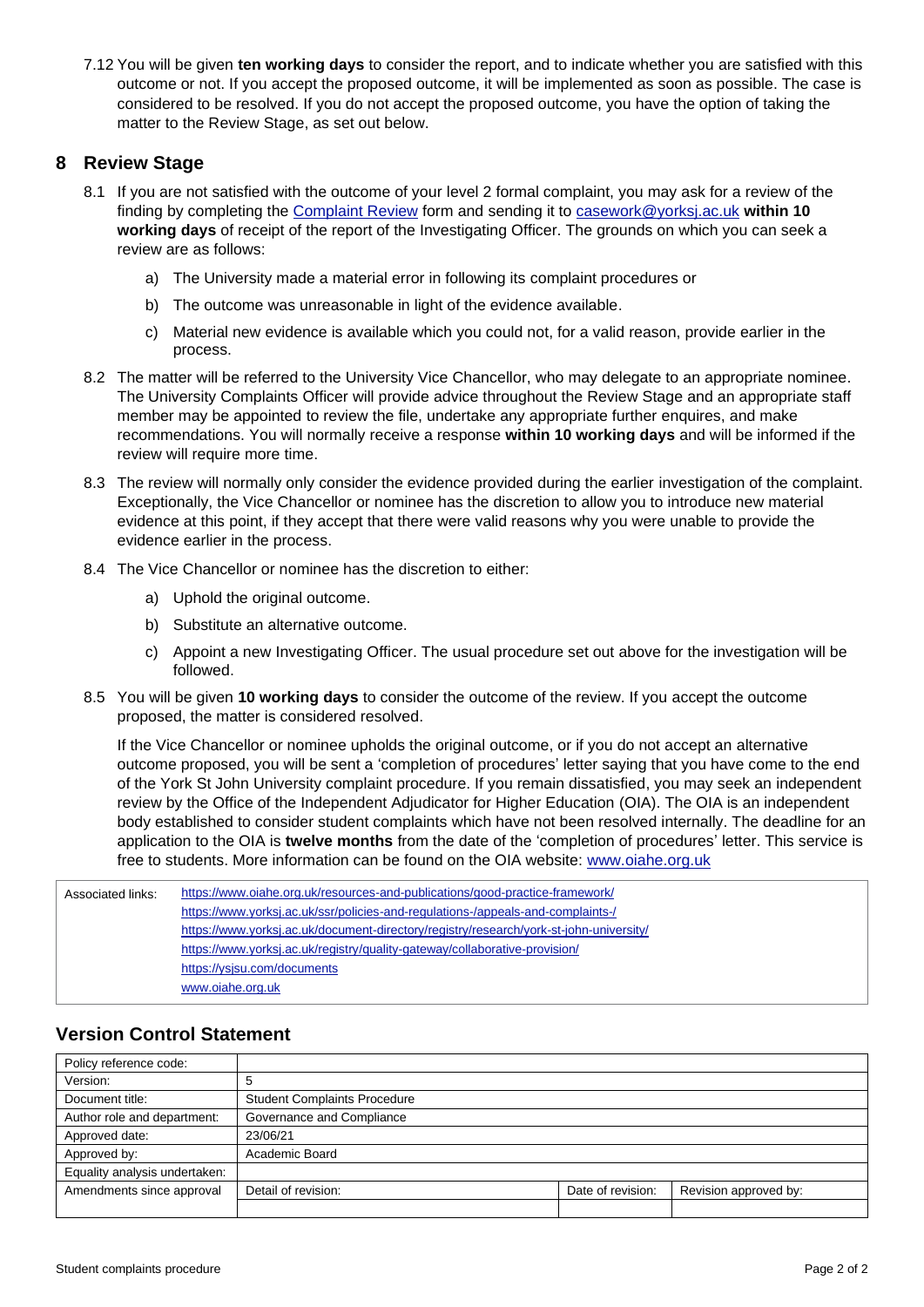7.12 You will be given **ten working days** to consider the report, and to indicate whether you are satisfied with this outcome or not. If you accept the proposed outcome, it will be implemented as soon as possible. The case is considered to be resolved. If you do not accept the proposed outcome, you have the option of taking the matter to the Review Stage, as set out below.

## 8 Review Stage

8.1 If you are not satisfied with the outcome of your level 2 formal complaint, you may ask for a review of the finding by completing the Complaint Review form and sending it to casework@yorksj.ac.uk **within 10 working days** of receipt of the report of the Investigating Officer. The grounds on which you can seek a review are as follows:

a) The University made a material error in following its complaint procedures or

b) The outcome was unreasonable in light of the evidence available.

c) Material new evidence is available which you could not, for a valid reason, provide earlier in the process.

8.2 The matter will be referred to the University Vice Chancellor, who may delegate to an appropriate nominee. The University Complaints Officer will provide advice throughout the Review Stage and an appropriate staff member may be appointed to review the file, undertake any appropriate further enquires, and make recommendations. You will normally receive a response **within 10 working days** and will be informed if the review will require more time.

8.3 The review will normally only consider the evidence provided during the earlier investigation of the complaint. Exceptionally, the Vice Chancellor or nominee has the discretion to allow you to introduce new material evidence at this point, if they accept that there were valid reasons why you were unable to provide the evidence earlier in the process.

8.4 The Vice Chancellor or nominee has the discretion to either:

a) Uphold the original outcome.

b) Substitute an alternative outcome.

c) Appoint a new Investigating Officer. The usual procedure set out above for the investigation will be followed.

8.5 You will be given **10 working days** to consider the outcome of the review. If you accept the outcome proposed, the matter is considered resolved.

If the Vice Chancellor or nominee upholds the original outcome, or if you do not accept an alternative outcome proposed, you will be sent a 'completion of procedures' letter saying that you have come to the end of the York St John University complaint procedure. If you remain dissatisfied, you may seek an independent review by the Office of the Independent Adjudicator for Higher Education (OIA). The OIA is an independent body established to consider student complaints which have not been resolved internally. The deadline for an application to the OIA is **twelve months** from the date of the 'completion of procedures' letter. This service is free to students. More information can be found on the OIA website: www.oiahe.org.uk

| | |
|---|---|
| Associated links: | https://www.oiahe.org.uk/resources-and-publications/good-practice-framework/<br>https://www.yorksj.ac.uk/ssr/policies-and-regulations-/appeals-and-complaints-/<br>https://www.yorksj.ac.uk/document-directory/registry/research/york-st-john-university/<br>https://www.yorksj.ac.uk/registry/quality-gateway/collaborative-provision/<br>https://ysjsu.com/documents<br>www.oiahe.org.uk |

## Version Control Statement

| | | | |
|---|---|---|---|
| Policy reference code: | | | |
| Version: | 5 | | |
| Document title: | Student Complaints Procedure | | |
| Author role and department: | Governance and Compliance | | |
| Approved date: | 23/06/21 | | |
| Approved by: | Academic Board | | |
| Equality analysis undertaken: | | | |
| Amendments since approval | Detail of revision: | Date of revision: | Revision approved by: |
| | | | |